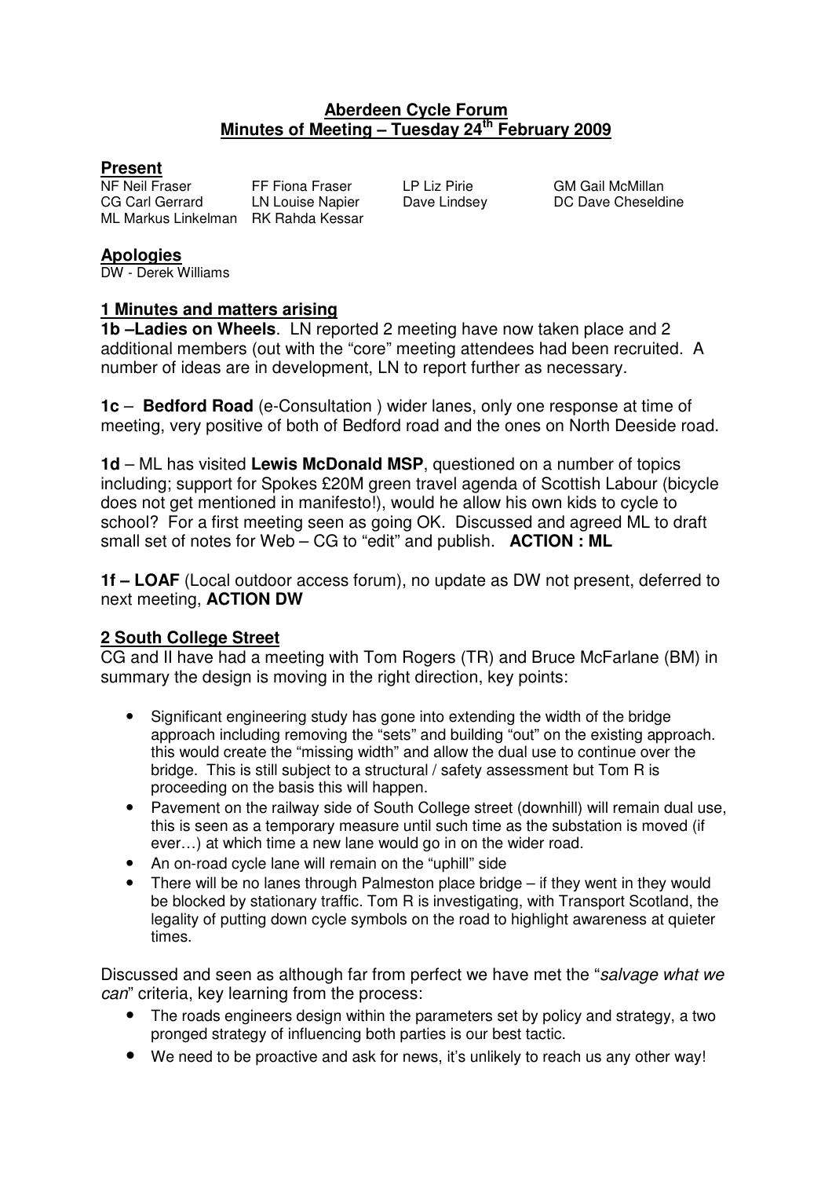# Aberdeen Cycle Forum

## Minutes of Meeting – Tuesday 24th February 2009

**Present**

| | | | |
|---|---|---|---|
| NF Neil Fraser | FF Fiona Fraser | LP Liz Pirie | GM Gail McMillan |
| CG Carl Gerrard | LN Louise Napier | Dave Lindsey | DC Dave Cheseldine |
| ML Markus Linkelman | RK Rahda Kessar | | |

**Apologies**

DW - Derek Williams

### 1 Minutes and matters arising

**1b –Ladies on Wheels**. LN reported 2 meeting have now taken place and 2 additional members (out with the "core" meeting attendees had been recruited. A number of ideas are in development, LN to report further as necessary.

**1c** – **Bedford Road** (e-Consultation ) wider lanes, only one response at time of meeting, very positive of both of Bedford road and the ones on North Deeside road.

**1d** – ML has visited **Lewis McDonald MSP**, questioned on a number of topics including; support for Spokes £20M green travel agenda of Scottish Labour (bicycle does not get mentioned in manifesto!), would he allow his own kids to cycle to school? For a first meeting seen as going OK. Discussed and agreed ML to draft small set of notes for Web – CG to "edit" and publish. **ACTION : ML**

**1f – LOAF** (Local outdoor access forum), no update as DW not present, deferred to next meeting, **ACTION DW**

### 2 South College Street

CG and II have had a meeting with Tom Rogers (TR) and Bruce McFarlane (BM) in summary the design is moving in the right direction, key points:

- Significant engineering study has gone into extending the width of the bridge approach including removing the "sets" and building "out" on the existing approach. this would create the "missing width" and allow the dual use to continue over the bridge. This is still subject to a structural / safety assessment but Tom R is proceeding on the basis this will happen.
- Pavement on the railway side of South College street (downhill) will remain dual use, this is seen as a temporary measure until such time as the substation is moved (if ever…) at which time a new lane would go in on the wider road.
- An on-road cycle lane will remain on the "uphill" side
- There will be no lanes through Palmeston place bridge – if they went in they would be blocked by stationary traffic. Tom R is investigating, with Transport Scotland, the legality of putting down cycle symbols on the road to highlight awareness at quieter times.

Discussed and seen as although far from perfect we have met the "*salvage what we can*" criteria, key learning from the process:

- The roads engineers design within the parameters set by policy and strategy, a two pronged strategy of influencing both parties is our best tactic.
- We need to be proactive and ask for news, it's unlikely to reach us any other way!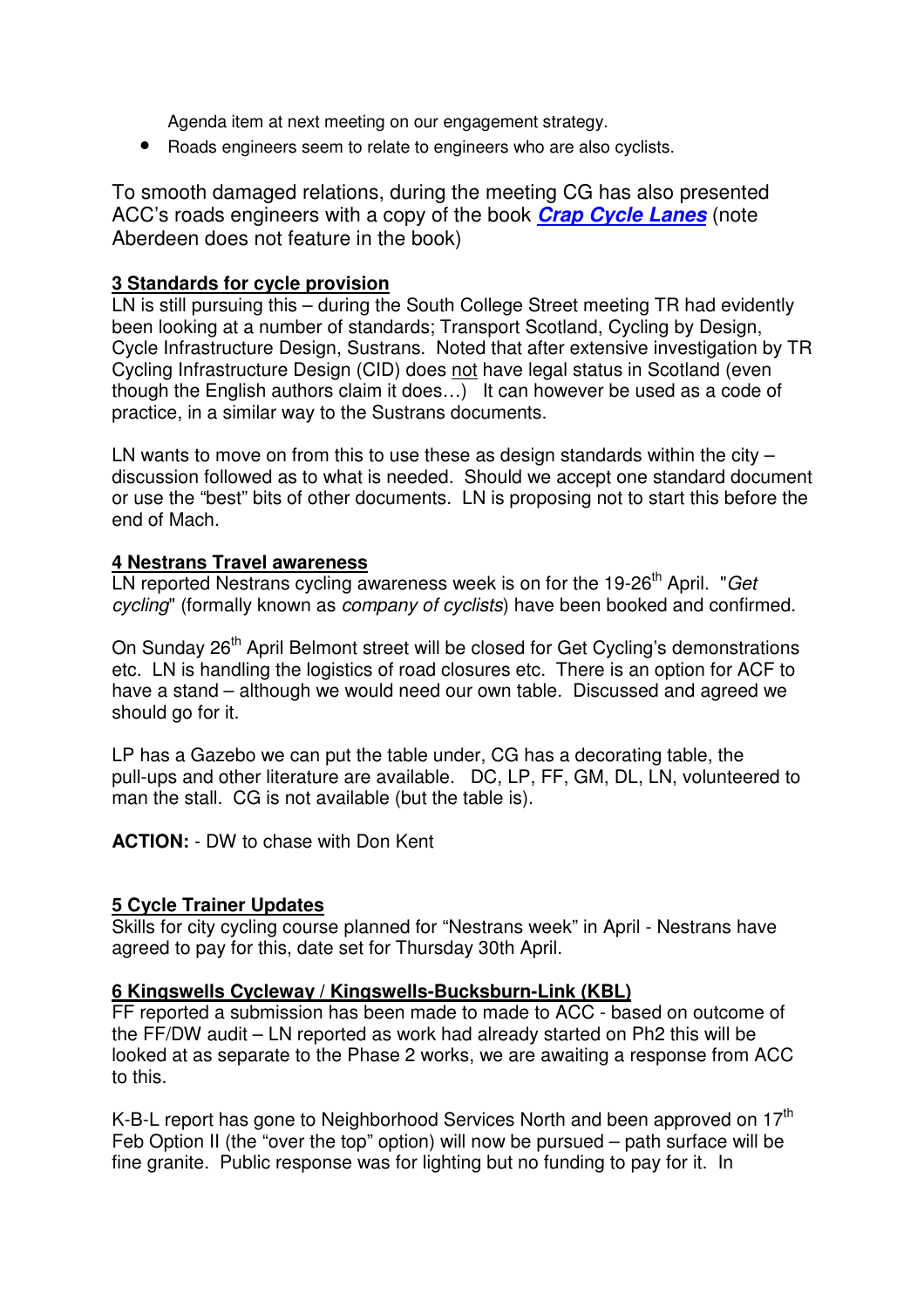Agenda item at next meeting on our engagement strategy.

- Roads engineers seem to relate to engineers who are also cyclists.

To smooth damaged relations, during the meeting CG has also presented ACC's roads engineers with a copy of the book ***Crap Cycle Lanes*** (note Aberdeen does not feature in the book)

## 3 Standards for cycle provision

LN is still pursuing this – during the South College Street meeting TR had evidently been looking at a number of standards; Transport Scotland, Cycling by Design, Cycle Infrastructure Design, Sustrans. Noted that after extensive investigation by TR Cycling Infrastructure Design (CID) does not have legal status in Scotland (even though the English authors claim it does…) It can however be used as a code of practice, in a similar way to the Sustrans documents.

LN wants to move on from this to use these as design standards within the city – discussion followed as to what is needed. Should we accept one standard document or use the "best" bits of other documents. LN is proposing not to start this before the end of Mach.

## 4 Nestrans Travel awareness

LN reported Nestrans cycling awareness week is on for the 19-26th April. "*Get cycling*" (formally known as *company of cyclists*) have been booked and confirmed.

On Sunday 26th April Belmont street will be closed for Get Cycling's demonstrations etc. LN is handling the logistics of road closures etc. There is an option for ACF to have a stand – although we would need our own table. Discussed and agreed we should go for it.

LP has a Gazebo we can put the table under, CG has a decorating table, the pull-ups and other literature are available. DC, LP, FF, GM, DL, LN, volunteered to man the stall. CG is not available (but the table is).

**ACTION:** - DW to chase with Don Kent

## 5 Cycle Trainer Updates

Skills for city cycling course planned for "Nestrans week" in April - Nestrans have agreed to pay for this, date set for Thursday 30th April.

## 6 Kingswells Cycleway / Kingswells-Bucksburn-Link (KBL)

FF reported a submission has been made to made to ACC - based on outcome of the FF/DW audit – LN reported as work had already started on Ph2 this will be looked at as separate to the Phase 2 works, we are awaiting a response from ACC to this.

K-B-L report has gone to Neighborhood Services North and been approved on 17th Feb Option II (the "over the top" option) will now be pursued – path surface will be fine granite. Public response was for lighting but no funding to pay for it. In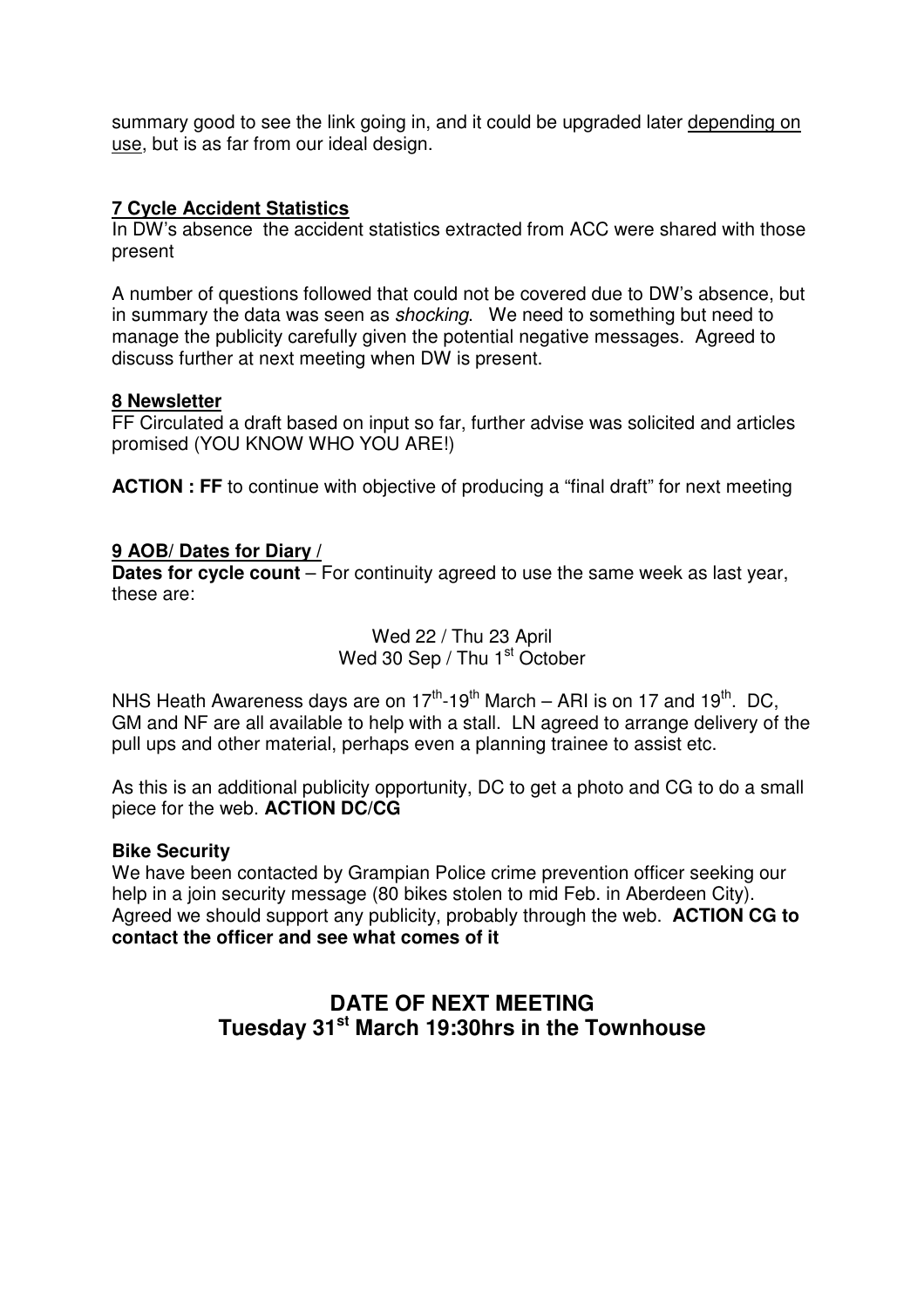summary good to see the link going in, and it could be upgraded later depending on use, but is as far from our ideal design.

**7 Cycle Accident Statistics**

In DW's absence the accident statistics extracted from ACC were shared with those present

A number of questions followed that could not be covered due to DW's absence, but in summary the data was seen as *shocking*. We need to something but need to manage the publicity carefully given the potential negative messages. Agreed to discuss further at next meeting when DW is present.

**8 Newsletter**

FF Circulated a draft based on input so far, further advise was solicited and articles promised (YOU KNOW WHO YOU ARE!)

**ACTION : FF** to continue with objective of producing a "final draft" for next meeting

**9 AOB/ Dates for Diary /**

**Dates for cycle count** – For continuity agreed to use the same week as last year, these are:

Wed 22 / Thu 23 April
Wed 30 Sep / Thu 1st October

NHS Heath Awareness days are on 17th-19th March – ARI is on 17 and 19th. DC, GM and NF are all available to help with a stall. LN agreed to arrange delivery of the pull ups and other material, perhaps even a planning trainee to assist etc.

As this is an additional publicity opportunity, DC to get a photo and CG to do a small piece for the web. **ACTION DC/CG**

**Bike Security**

We have been contacted by Grampian Police crime prevention officer seeking our help in a join security message (80 bikes stolen to mid Feb. in Aberdeen City). Agreed we should support any publicity, probably through the web. **ACTION CG to contact the officer and see what comes of it**

## DATE OF NEXT MEETING
## Tuesday 31st March 19:30hrs in the Townhouse